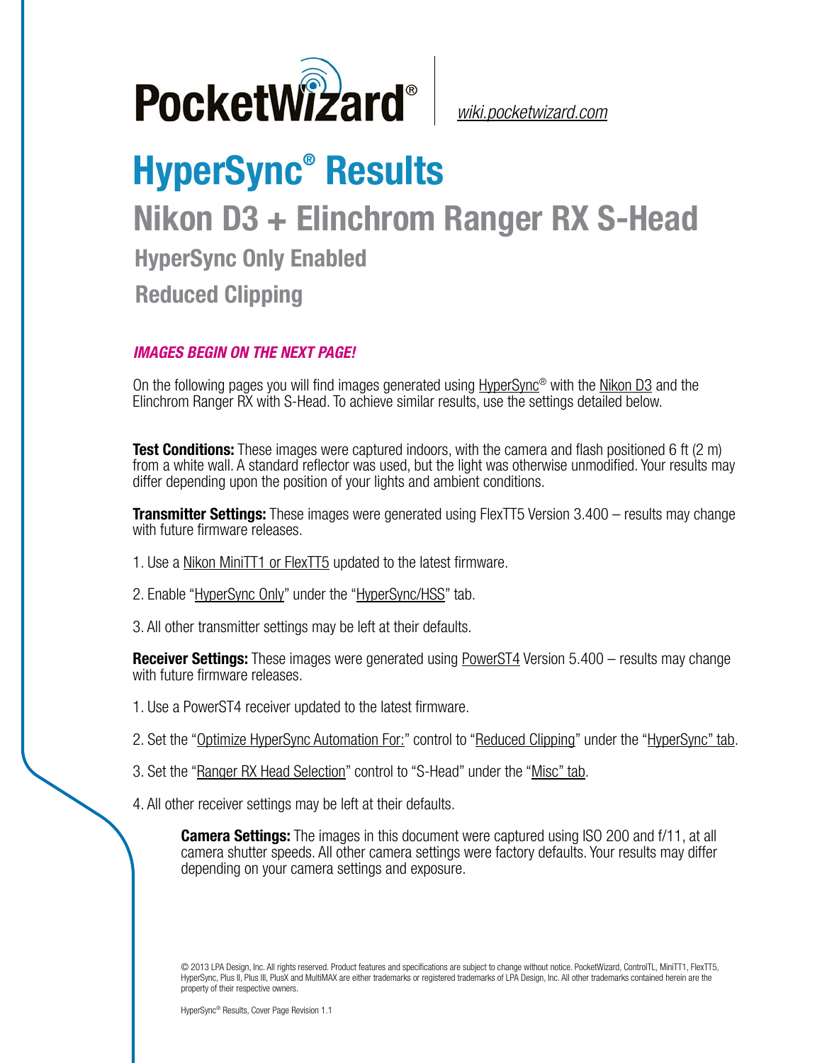PocketWizard®

wiki.pocketwizard.com

# HyperSync® Results

## Nikon D3 + Elinchrom Ranger RX S-Head

### HyperSync Only Enabled

### Reduced Clipping

***IMAGES BEGIN ON THE NEXT PAGE!***

On the following pages you will find images generated using HyperSync® with the Nikon D3 and the Elinchrom Ranger RX with S-Head. To achieve similar results, use the settings detailed below.

**Test Conditions:** These images were captured indoors, with the camera and flash positioned 6 ft (2 m) from a white wall. A standard reflector was used, but the light was otherwise unmodified. Your results may differ depending upon the position of your lights and ambient conditions.

**Transmitter Settings:** These images were generated using FlexTT5 Version 3.400 – results may change with future firmware releases.

1. Use a Nikon MiniTT1 or FlexTT5 updated to the latest firmware.
2. Enable "HyperSync Only" under the "HyperSync/HSS" tab.
3. All other transmitter settings may be left at their defaults.

**Receiver Settings:** These images were generated using PowerST4 Version 5.400 – results may change with future firmware releases.

1. Use a PowerST4 receiver updated to the latest firmware.
2. Set the "Optimize HyperSync Automation For:" control to "Reduced Clipping" under the "HyperSync" tab.
3. Set the "Ranger RX Head Selection" control to "S-Head" under the "Misc" tab.
4. All other receiver settings may be left at their defaults.

**Camera Settings:** The images in this document were captured using ISO 200 and f/11, at all camera shutter speeds. All other camera settings were factory defaults. Your results may differ depending on your camera settings and exposure.

© 2013 LPA Design, Inc. All rights reserved. Product features and specifications are subject to change without notice. PocketWizard, ControlTL, MiniTT1, FlexTT5, HyperSync, Plus II, Plus III, PlusX and MultiMAX are either trademarks or registered trademarks of LPA Design, Inc. All other trademarks contained herein are the property of their respective owners.

HyperSync® Results, Cover Page Revision 1.1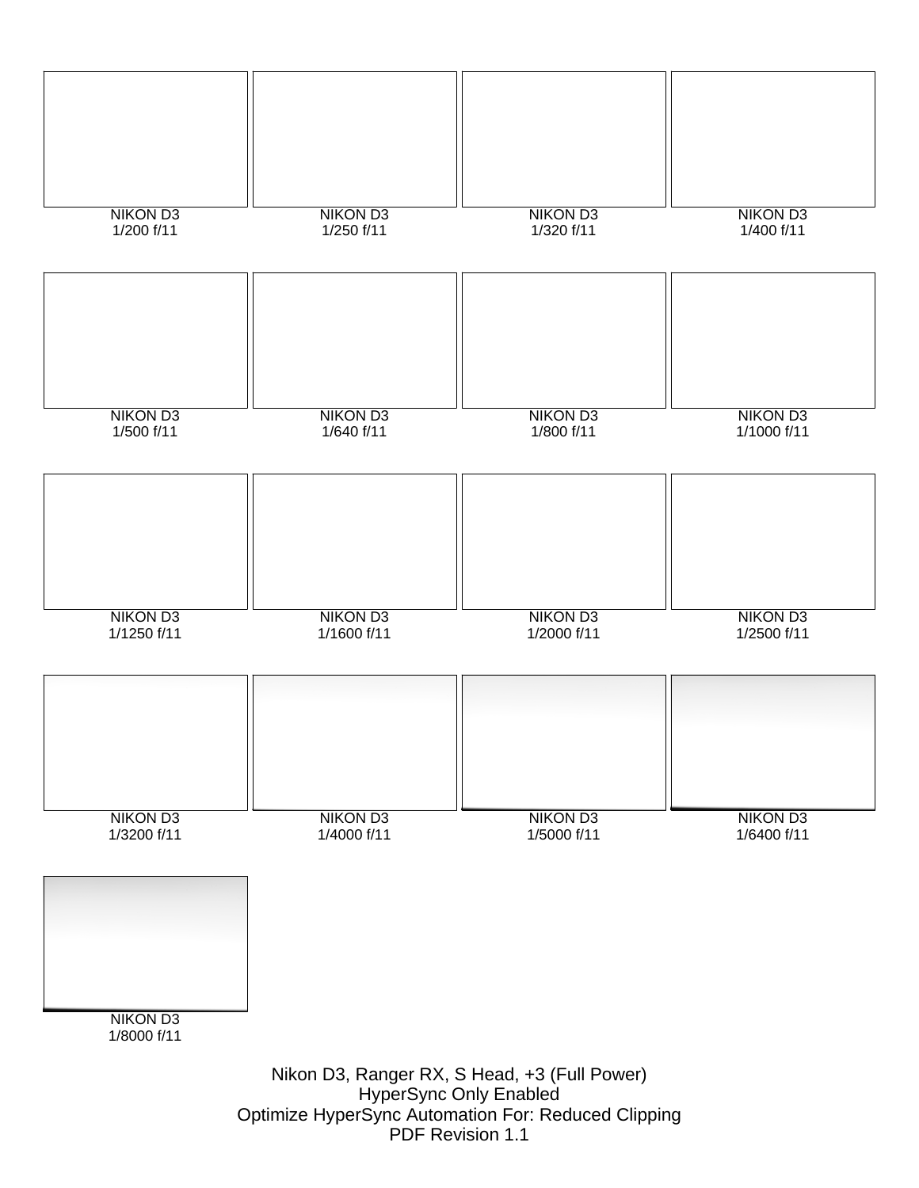NIKON D3
1/200 f/11

NIKON D3
1/250 f/11

NIKON D3
1/320 f/11

NIKON D3
1/400 f/11

NIKON D3
1/500 f/11

NIKON D3
1/640 f/11

NIKON D3
1/800 f/11

NIKON D3
1/1000 f/11

NIKON D3
1/1250 f/11

NIKON D3
1/1600 f/11

NIKON D3
1/2000 f/11

NIKON D3
1/2500 f/11

NIKON D3
1/3200 f/11

NIKON D3
1/4000 f/11

NIKON D3
1/5000 f/11

NIKON D3
1/6400 f/11

NIKON D3
1/8000 f/11

Nikon D3, Ranger RX, S Head, +3 (Full Power)
HyperSync Only Enabled
Optimize HyperSync Automation For: Reduced Clipping
PDF Revision 1.1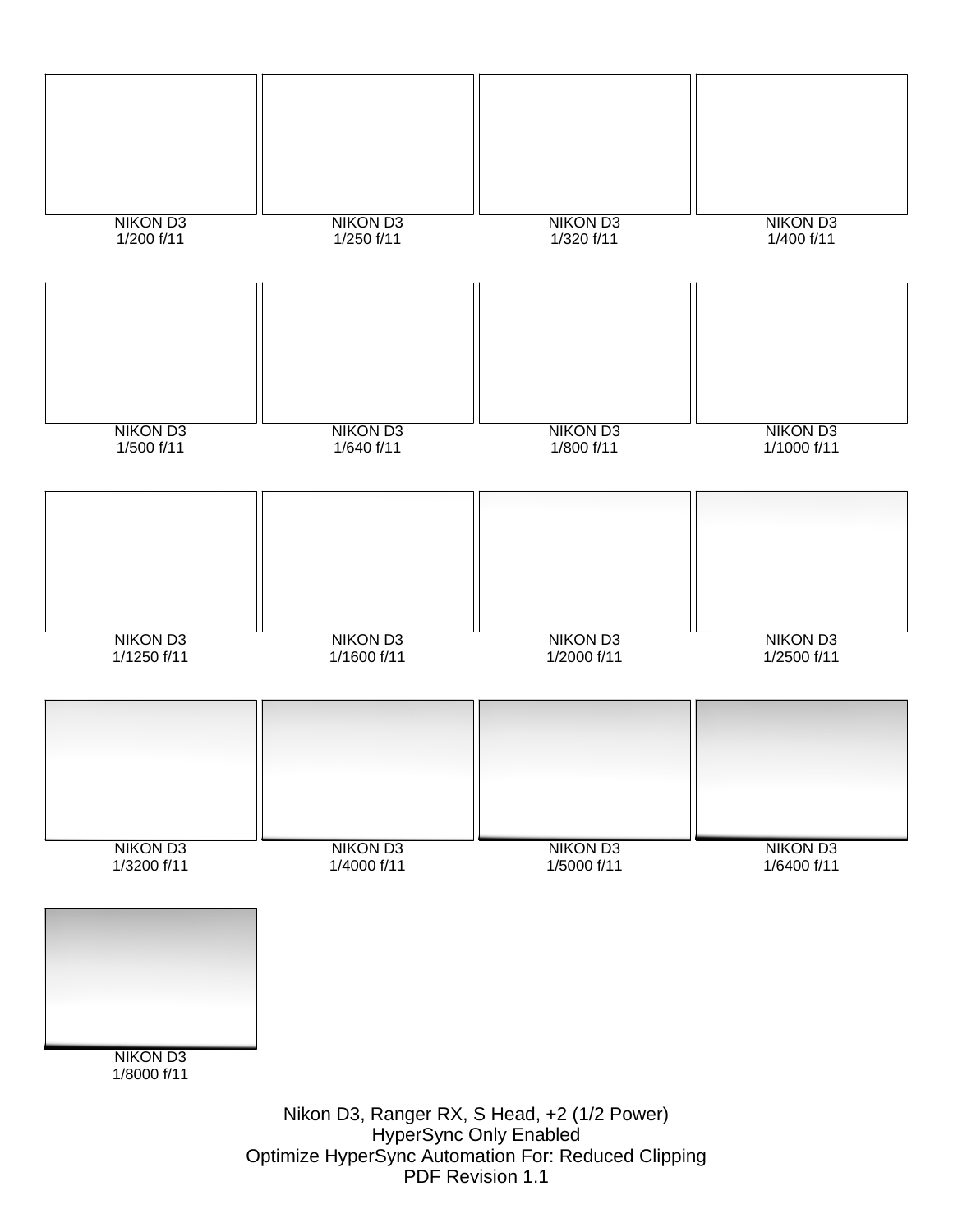NIKON D3
1/200 f/11

NIKON D3
1/250 f/11

NIKON D3
1/320 f/11

NIKON D3
1/400 f/11

NIKON D3
1/500 f/11

NIKON D3
1/640 f/11

NIKON D3
1/800 f/11

NIKON D3
1/1000 f/11

NIKON D3
1/1250 f/11

NIKON D3
1/1600 f/11

NIKON D3
1/2000 f/11

NIKON D3
1/2500 f/11

NIKON D3
1/3200 f/11

NIKON D3
1/4000 f/11

NIKON D3
1/5000 f/11

NIKON D3
1/6400 f/11

NIKON D3
1/8000 f/11

Nikon D3, Ranger RX, S Head, +2 (1/2 Power)
HyperSync Only Enabled
Optimize HyperSync Automation For: Reduced Clipping
PDF Revision 1.1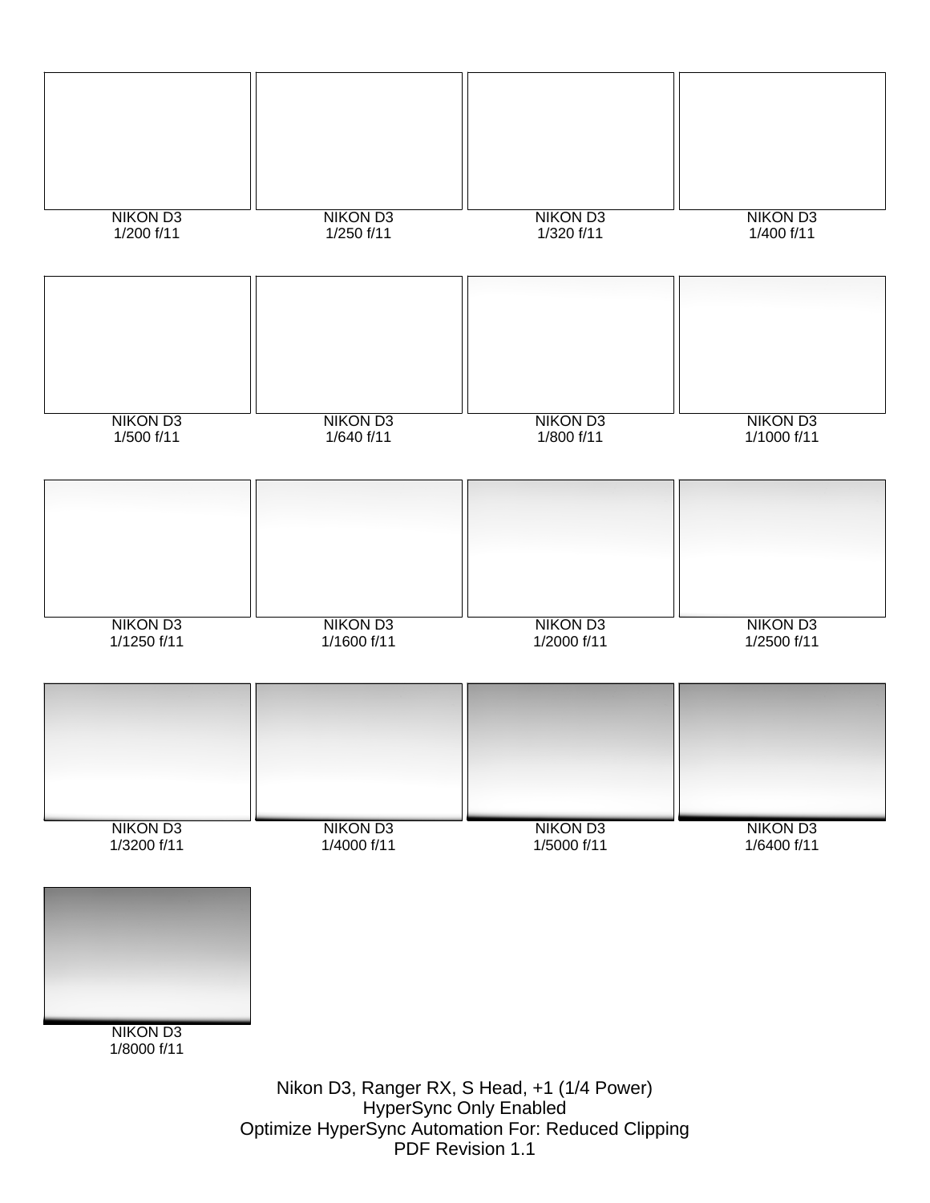NIKON D3
1/200 f/11

NIKON D3
1/250 f/11

NIKON D3
1/320 f/11

NIKON D3
1/400 f/11

NIKON D3
1/500 f/11

NIKON D3
1/640 f/11

NIKON D3
1/800 f/11

NIKON D3
1/1000 f/11

NIKON D3
1/1250 f/11

NIKON D3
1/1600 f/11

NIKON D3
1/2000 f/11

NIKON D3
1/2500 f/11

NIKON D3
1/3200 f/11

NIKON D3
1/4000 f/11

NIKON D3
1/5000 f/11

NIKON D3
1/6400 f/11

NIKON D3
1/8000 f/11

Nikon D3, Ranger RX, S Head, +1 (1/4 Power)
HyperSync Only Enabled
Optimize HyperSync Automation For: Reduced Clipping
PDF Revision 1.1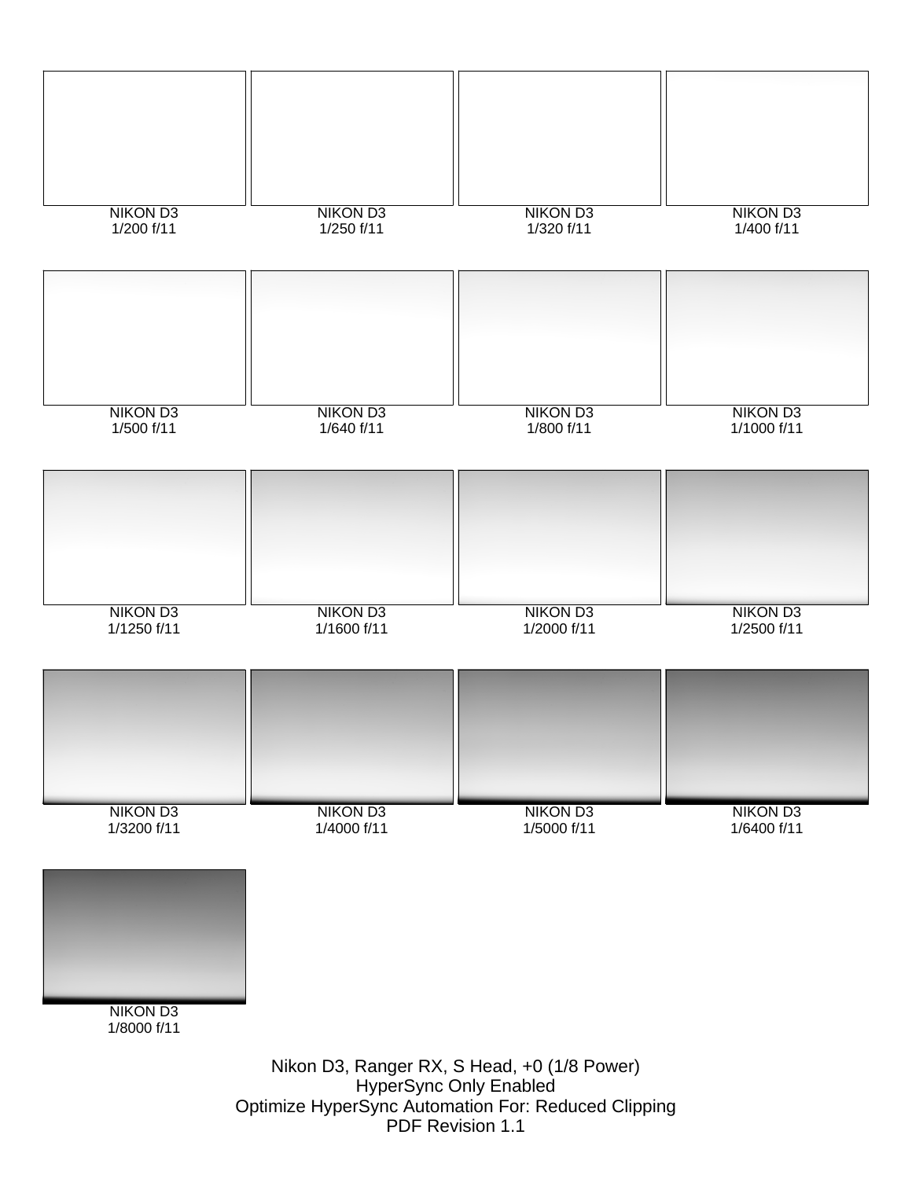NIKON D3
1/200 f/11

NIKON D3
1/250 f/11

NIKON D3
1/320 f/11

NIKON D3
1/400 f/11

NIKON D3
1/500 f/11

NIKON D3
1/640 f/11

NIKON D3
1/800 f/11

NIKON D3
1/1000 f/11

NIKON D3
1/1250 f/11

NIKON D3
1/1600 f/11

NIKON D3
1/2000 f/11

NIKON D3
1/2500 f/11

NIKON D3
1/3200 f/11

NIKON D3
1/4000 f/11

NIKON D3
1/5000 f/11

NIKON D3
1/6400 f/11

NIKON D3
1/8000 f/11

Nikon D3, Ranger RX, S Head, +0 (1/8 Power)
HyperSync Only Enabled
Optimize HyperSync Automation For: Reduced Clipping
PDF Revision 1.1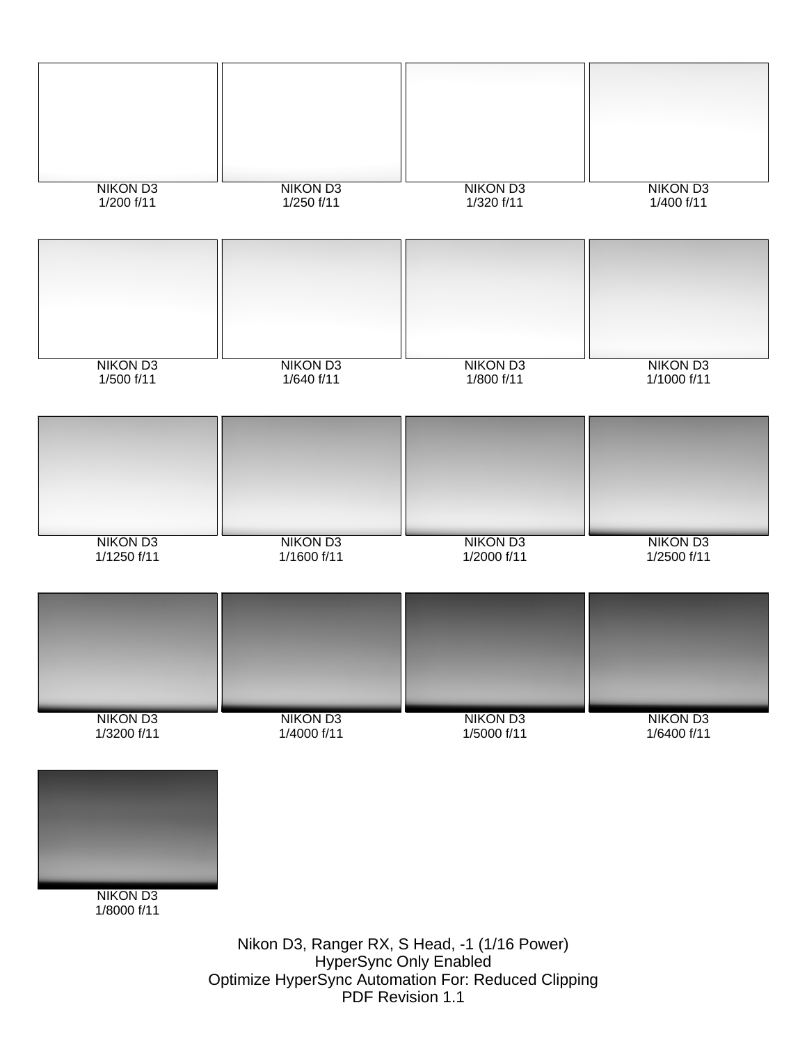NIKON D3
1/200 f/11

NIKON D3
1/250 f/11

NIKON D3
1/320 f/11

NIKON D3
1/400 f/11

NIKON D3
1/500 f/11

NIKON D3
1/640 f/11

NIKON D3
1/800 f/11

NIKON D3
1/1000 f/11

NIKON D3
1/1250 f/11

NIKON D3
1/1600 f/11

NIKON D3
1/2000 f/11

NIKON D3
1/2500 f/11

NIKON D3
1/3200 f/11

NIKON D3
1/4000 f/11

NIKON D3
1/5000 f/11

NIKON D3
1/6400 f/11

NIKON D3
1/8000 f/11

Nikon D3, Ranger RX, S Head, -1 (1/16 Power)
HyperSync Only Enabled
Optimize HyperSync Automation For: Reduced Clipping
PDF Revision 1.1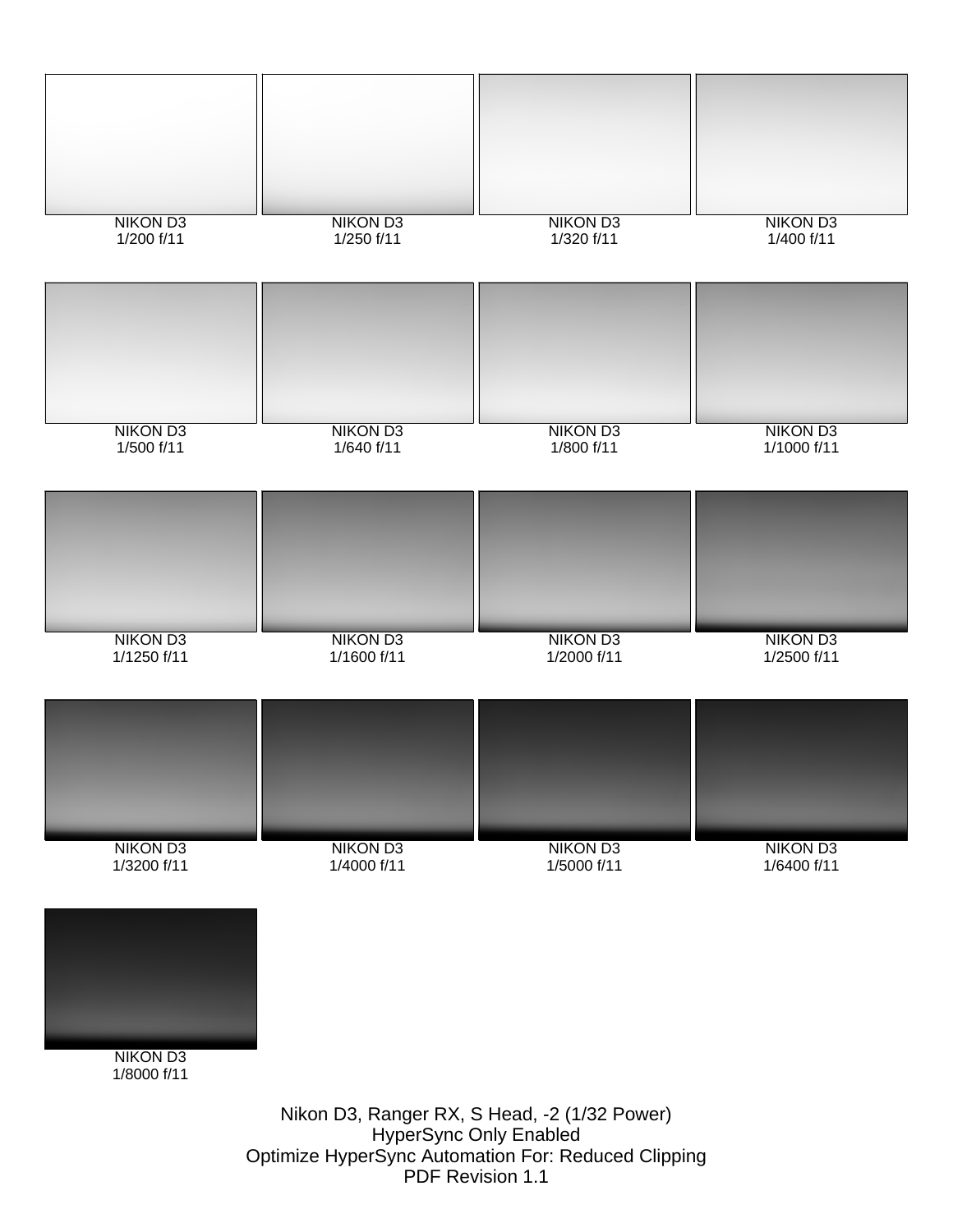NIKON D3
1/200 f/11

NIKON D3
1/250 f/11

NIKON D3
1/320 f/11

NIKON D3
1/400 f/11

NIKON D3
1/500 f/11

NIKON D3
1/640 f/11

NIKON D3
1/800 f/11

NIKON D3
1/1000 f/11

NIKON D3
1/1250 f/11

NIKON D3
1/1600 f/11

NIKON D3
1/2000 f/11

NIKON D3
1/2500 f/11

NIKON D3
1/3200 f/11

NIKON D3
1/4000 f/11

NIKON D3
1/5000 f/11

NIKON D3
1/6400 f/11

NIKON D3
1/8000 f/11

Nikon D3, Ranger RX, S Head, -2 (1/32 Power)
HyperSync Only Enabled
Optimize HyperSync Automation For: Reduced Clipping
PDF Revision 1.1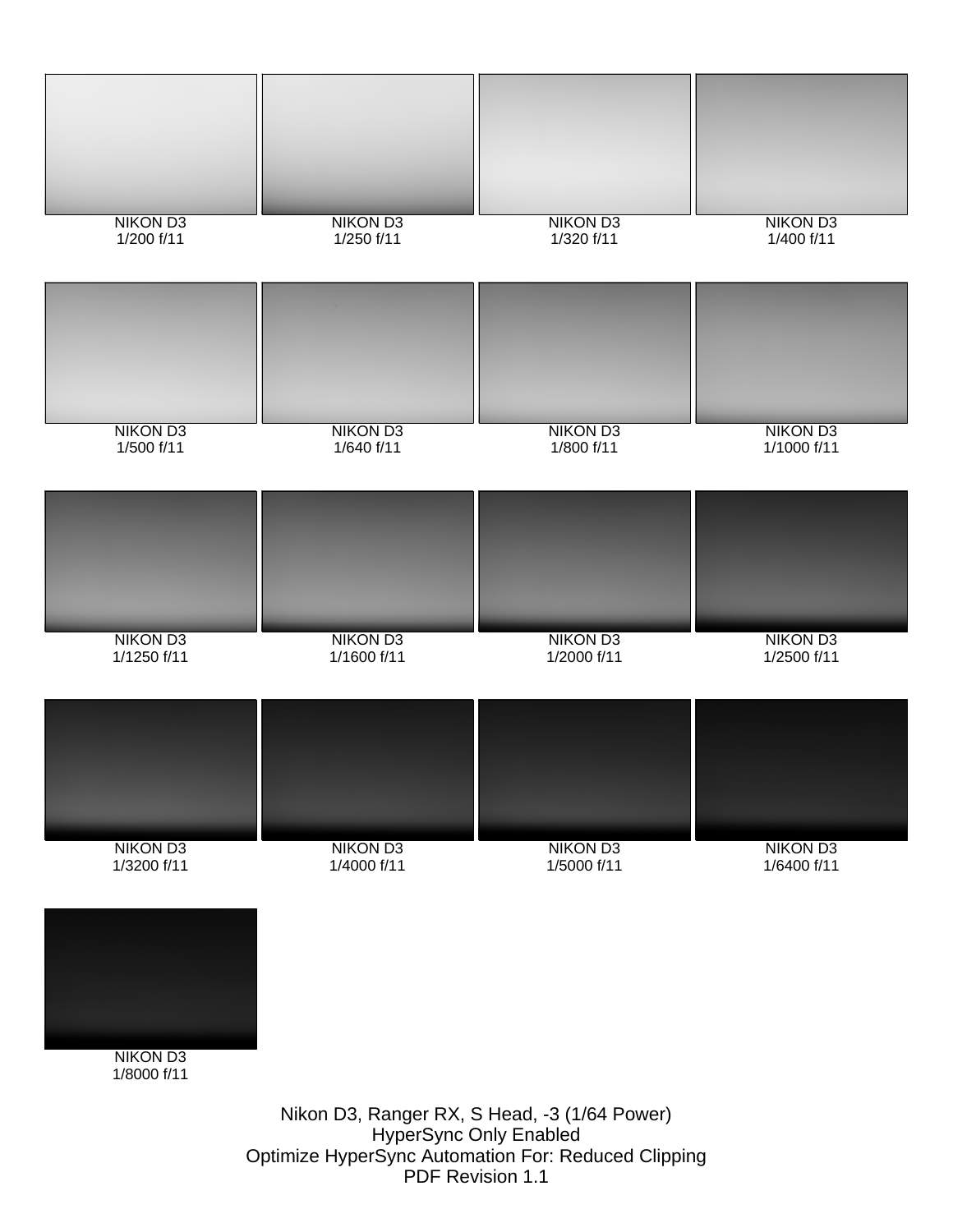NIKON D3
1/200 f/11

NIKON D3
1/250 f/11

NIKON D3
1/320 f/11

NIKON D3
1/400 f/11

NIKON D3
1/500 f/11

NIKON D3
1/640 f/11

NIKON D3
1/800 f/11

NIKON D3
1/1000 f/11

NIKON D3
1/1250 f/11

NIKON D3
1/1600 f/11

NIKON D3
1/2000 f/11

NIKON D3
1/2500 f/11

NIKON D3
1/3200 f/11

NIKON D3
1/4000 f/11

NIKON D3
1/5000 f/11

NIKON D3
1/6400 f/11

NIKON D3
1/8000 f/11

Nikon D3, Ranger RX, S Head, -3 (1/64 Power)
HyperSync Only Enabled
Optimize HyperSync Automation For: Reduced Clipping
PDF Revision 1.1